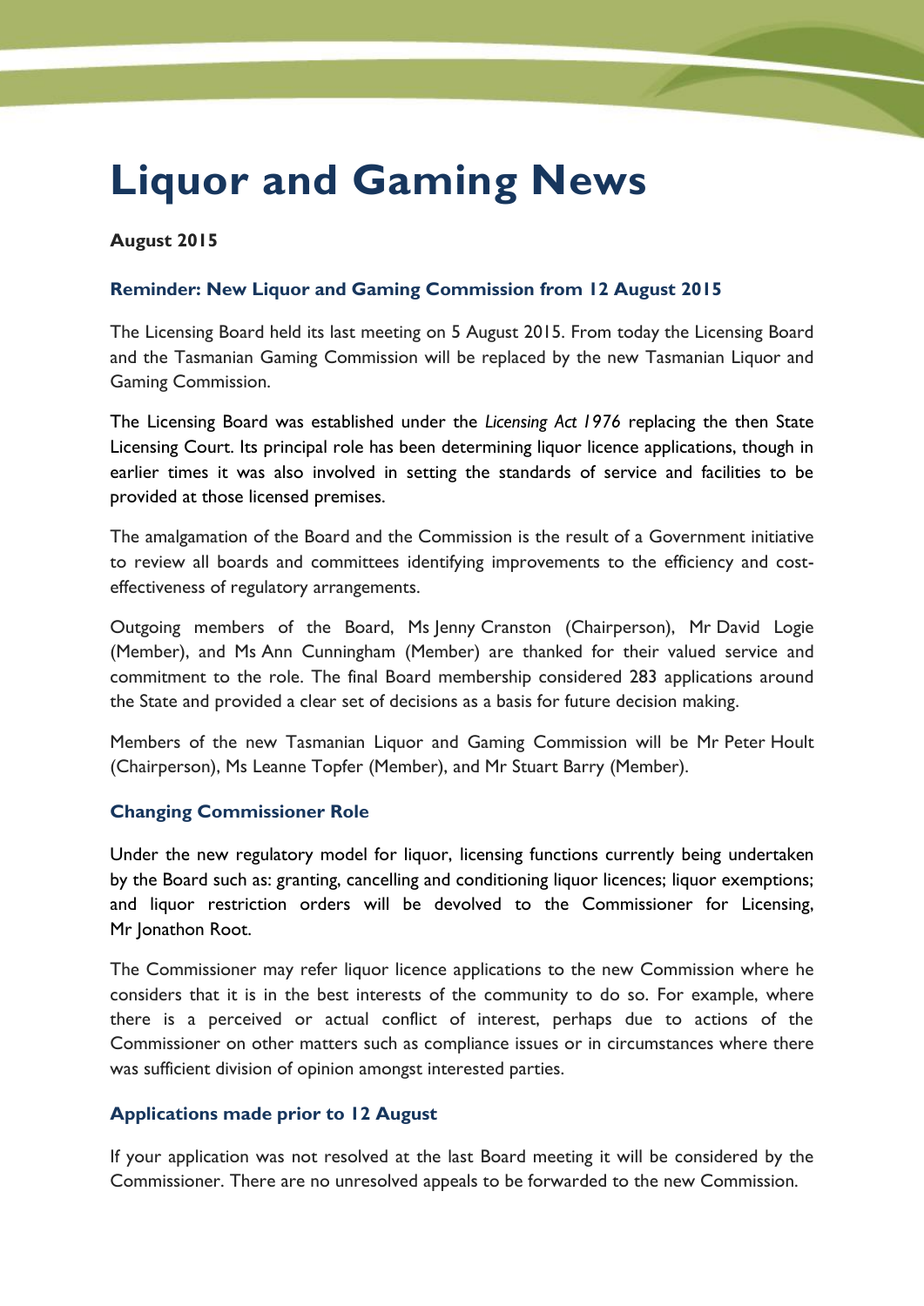# Liquor and Gaming News

**August 2015**

### Reminder: New Liquor and Gaming Commission from 12 August 2015

The Licensing Board held its last meeting on 5 August 2015. From today the Licensing Board and the Tasmanian Gaming Commission will be replaced by the new Tasmanian Liquor and Gaming Commission.

The Licensing Board was established under the *Licensing Act 1976* replacing the then State Licensing Court. Its principal role has been determining liquor licence applications, though in earlier times it was also involved in setting the standards of service and facilities to be provided at those licensed premises.

The amalgamation of the Board and the Commission is the result of a Government initiative to review all boards and committees identifying improvements to the efficiency and cost-effectiveness of regulatory arrangements.

Outgoing members of the Board, Ms Jenny Cranston (Chairperson), Mr David Logie (Member), and Ms Ann Cunningham (Member) are thanked for their valued service and commitment to the role. The final Board membership considered 283 applications around the State and provided a clear set of decisions as a basis for future decision making.

Members of the new Tasmanian Liquor and Gaming Commission will be Mr Peter Hoult (Chairperson), Ms Leanne Topfer (Member), and Mr Stuart Barry (Member).

### Changing Commissioner Role

Under the new regulatory model for liquor, licensing functions currently being undertaken by the Board such as: granting, cancelling and conditioning liquor licences; liquor exemptions; and liquor restriction orders will be devolved to the Commissioner for Licensing, Mr Jonathon Root.

The Commissioner may refer liquor licence applications to the new Commission where he considers that it is in the best interests of the community to do so. For example, where there is a perceived or actual conflict of interest, perhaps due to actions of the Commissioner on other matters such as compliance issues or in circumstances where there was sufficient division of opinion amongst interested parties.

### Applications made prior to 12 August

If your application was not resolved at the last Board meeting it will be considered by the Commissioner. There are no unresolved appeals to be forwarded to the new Commission.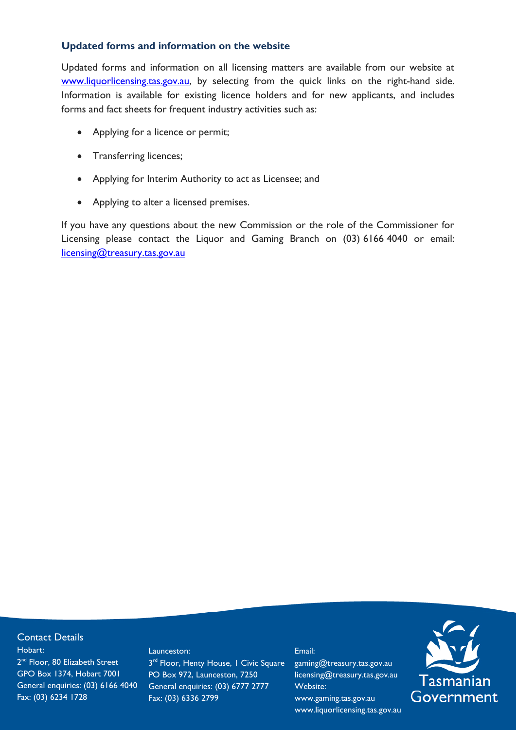### Updated forms and information on the website

Updated forms and information on all licensing matters are available from our website at www.liquorlicensing.tas.gov.au, by selecting from the quick links on the right-hand side. Information is available for existing licence holders and for new applicants, and includes forms and fact sheets for frequent industry activities such as:

- Applying for a licence or permit;
- Transferring licences;
- Applying for Interim Authority to act as Licensee; and
- Applying to alter a licensed premises.

If you have any questions about the new Commission or the role of the Commissioner for Licensing please contact the Liquor and Gaming Branch on (03) 6166 4040 or email: licensing@treasury.tas.gov.au

Contact Details

Hobart:
2nd Floor, 80 Elizabeth Street
GPO Box 1374, Hobart 7001
General enquiries: (03) 6166 4040
Fax: (03) 6234 1728

Launceston:
3rd Floor, Henty House, 1 Civic Square
PO Box 972, Launceston, 7250
General enquiries: (03) 6777 2777
Fax: (03) 6336 2799

Email:
gaming@treasury.tas.gov.au
licensing@treasury.tas.gov.au
Website:
www.gaming.tas.gov.au
www.liquorlicensing.tas.gov.au

Tasmanian Government